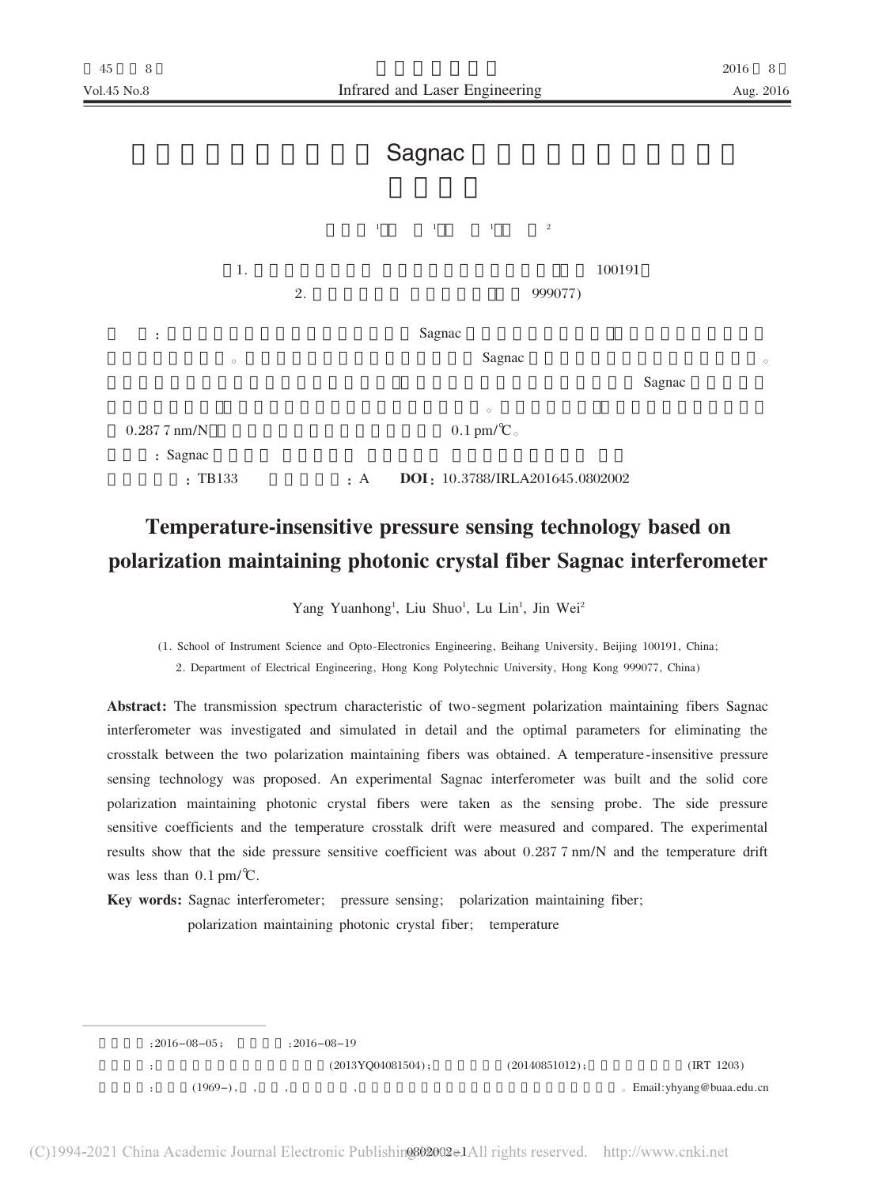# Sagnac

[1] [1] [1] [2]

(1. 100191
2. 999077)

: Sagnac Sagnac Sagnac 0.287 7 nm/N 0.1 pm/℃。

: Sagnac

: TB133 : A **DOI**: 10.3788/IRLA201645.0802002

# Temperature-insensitive pressure sensing technology based on polarization maintaining photonic crystal fiber Sagnac interferometer

Yang Yuanhong[1], Liu Shuo[1], Lu Lin[1], Jin Wei[2]

(1. School of Instrument Science and Opto-Electronics Engineering, Beihang University, Beijing 100191, China;
2. Department of Electrical Engineering, Hong Kong Polytechnic University, Hong Kong 999077, China)

**Abstract:** The transmission spectrum characteristic of two-segment polarization maintaining fibers Sagnac interferometer was investigated and simulated in detail and the optimal parameters for eliminating the crosstalk between the two polarization maintaining fibers was obtained. A temperature-insensitive pressure sensing technology was proposed. An experimental Sagnac interferometer was built and the solid core polarization maintaining photonic crystal fibers were taken as the sensing probe. The side pressure sensitive coefficients and the temperature crosstalk drift were measured and compared. The experimental results show that the side pressure sensitive coefficient was about 0.287 7 nm/N and the temperature drift was less than 0.1 pm/℃.

**Key words:** Sagnac interferometer; pressure sensing; polarization maintaining fiber; polarization maintaining photonic crystal fiber; temperature

:2016-08-05; :2016-08-19

: (2013YQ04081504); (20140851012); (IRT 1203)

: (1969-), , , , 。Email:yhyang@buaa.edu.cn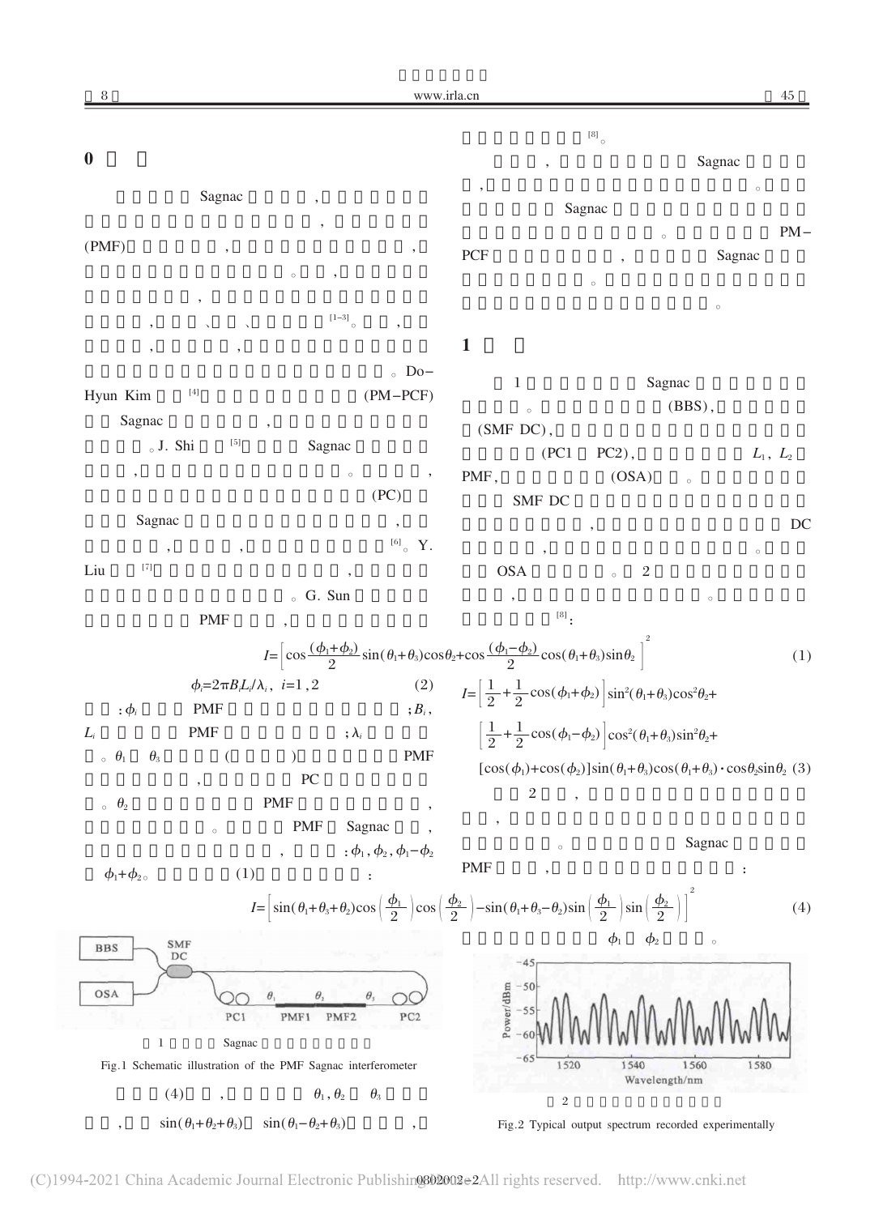## 0

Sagnac ,

,

(PMF) , ,

。 ,

,

, 、 、 [1-3]。 ,

, , ,

。Do-Hyun Kim [4] (PM-PCF) Sagnac ,

。J. Shi [5] Sagnac

, 。 ,

(PC)

Sagnac ,

, , [6]。Y. Liu [7] ,

。G. Sun

PMF ,

[8]。

, Sagnac

, 。

Sagnac

。 PM-PCF , Sagnac

。

。

## 1

1 Sagnac

。 (BBS),

(SMF DC),

(PC1 PC2), $L_1$, $L_2$ PMF, (OSA) 。

SMF DC

, DC

, 。

OSA 。 2

, 。

[8]:

$$I=\left[\cos\frac{(\phi_1+\phi_2)}{2}\sin(\theta_1+\theta_3)\cos\theta_2+\cos\frac{(\phi_1-\phi_2)}{2}\cos(\theta_1+\theta_3)\sin\theta_2\right]^2 \tag{1}$$

$$\phi_i=2\pi B_i L_i/\lambda_i,\ i=1,2 \tag{2}$$

: $\phi_i$ PMF ; $B_i$, $L_i$ PMF ; $\lambda_i$ 。$\theta_1$ $\theta_3$ ( ) PMF , PC 。$\theta_2$ PMF , 。 PMF Sagnac , , : $\phi_1$, $\phi_2$, $\phi_1-\phi_2$ $\phi_1+\phi_2$。 (1) :

$$I=\left[\frac{1}{2}+\frac{1}{2}\cos(\phi_1+\phi_2)\right]\sin^2(\theta_1+\theta_3)\cos^2\theta_2+$$
$$\left[\frac{1}{2}+\frac{1}{2}\cos(\phi_1-\phi_2)\right]\cos^2(\theta_1+\theta_3)\sin^2\theta_2+$$
$$[\cos(\phi_1)+\cos(\phi_2)]\sin(\theta_1+\theta_3)\cos(\theta_1+\theta_3)\cdot\cos\theta_2\sin\theta_2 \tag{3}$$

2 , ,

。 Sagnac

PMF , :

$$I=\left[\sin(\theta_1+\theta_3+\theta_2)\cos\left(\frac{\phi_1}{2}\right)\cos\left(\frac{\phi_2}{2}\right)-\sin(\theta_1+\theta_3-\theta_2)\sin\left(\frac{\phi_1}{2}\right)\sin\left(\frac{\phi_2}{2}\right)\right]^2 \tag{4}$$

$\phi_1$ $\phi_2$ 。

1 Sagnac

Fig.1 Schematic illustration of the PMF Sagnac interferometer

(4) , $\theta_1$, $\theta_2$ $\theta_3$

, $\sin(\theta_1+\theta_2+\theta_3)$ $\sin(\theta_1-\theta_2+\theta_3)$ ,

2

Fig.2 Typical output spectrum recorded experimentally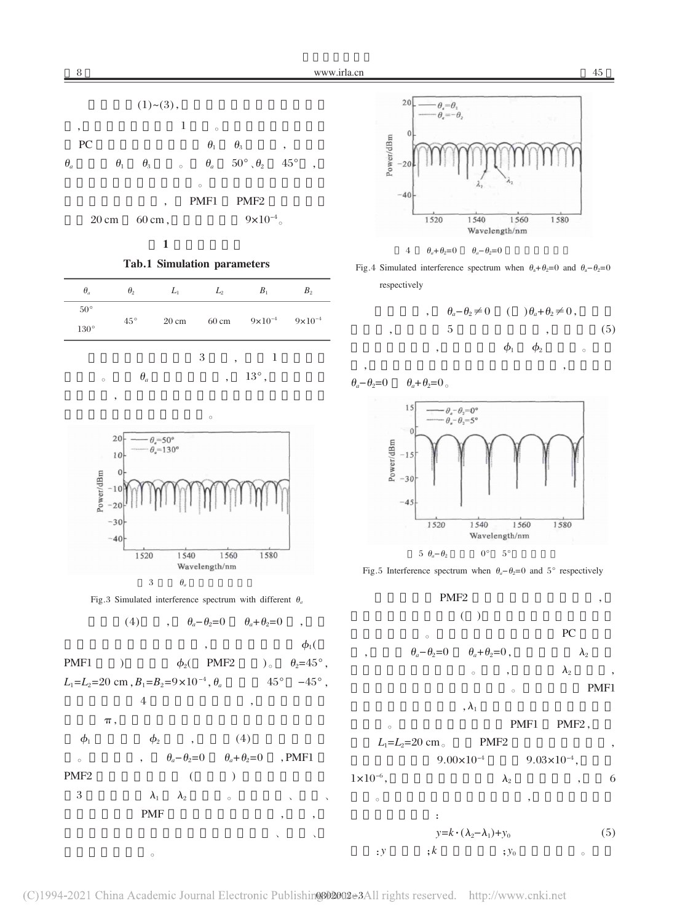(1)~(3)，

，1。

PC $\theta_1$ $\theta_3$，

$\theta_a$ $\theta_1$ $\theta_3$。$\theta_a$ 50°、$\theta_2$ 45°，

。

，PMF1 PMF2

20 cm 60 cm，$9\times10^{-4}$。

**1**

**Tab.1 Simulation parameters**

| $\theta_a$ | $\theta_2$ | $L_1$ | $L_2$ | $B_1$ | $B_2$ |
|---|---|---|---|---|---|
| 50°<br>130° | 45° | 20 cm | 60 cm | $9\times10^{-4}$ | $9\times10^{-4}$ |

3，1

。$\theta_a$，13°，

，

。

3 $\theta_a$

Fig.3 Simulated interference spectrum with different $\theta_a$

(4)，$\theta_a-\theta_2=0$ $\theta_a+\theta_2=0$，

，$\phi_1$(

PMF1 ) $\phi_2$( PMF2 )。$\theta_2=45°$，

$L_1=L_2=20$ cm，$B_1=B_2=9\times10^{-4}$，$\theta_a$ 45° −45°，

4，

π，

$\phi_1$ $\phi_2$，(4)

。，$\theta_a-\theta_2=0$ $\theta_a+\theta_2=0$，PMF1

PMF2 ( )

3 $\lambda_1$ $\lambda_2$。、、

PMF，，

、、

。

4 $\theta_a+\theta_2=0$ $\theta_a-\theta_2=0$

Fig.4 Simulated interference spectrum when $\theta_a+\theta_2=0$ and $\theta_a-\theta_2=0$ respectively

，$\theta_a-\theta_2\neq0$ ( )$\theta_a+\theta_2\neq0$，

，5，(5)

，$\phi_1$ $\phi_2$。

，，

$\theta_a-\theta_2=0$ $\theta_a+\theta_2=0$。

5 $\theta_a-\theta_2$ 0° 5°

Fig.5 Interference spectrum when $\theta_a-\theta_2=0$ and 5° respectively

PMF2，

( )

。PC

，$\theta_a-\theta_2=0$ $\theta_a+\theta_2=0$，$\lambda_2$

。，$\lambda_2$，

。PMF1

，$\lambda_1$

。PMF1 PMF2，

$L_1=L_2=20$ cm。PMF2，

$9.00\times10^{-4}$ $9.03\times10^{-4}$，

$1\times10^{-6}$，$\lambda_2$，6

。，

：

$$y=k\cdot(\lambda_2-\lambda_1)+y_0 \tag{5}$$

：$y$；$k$；$y_0$。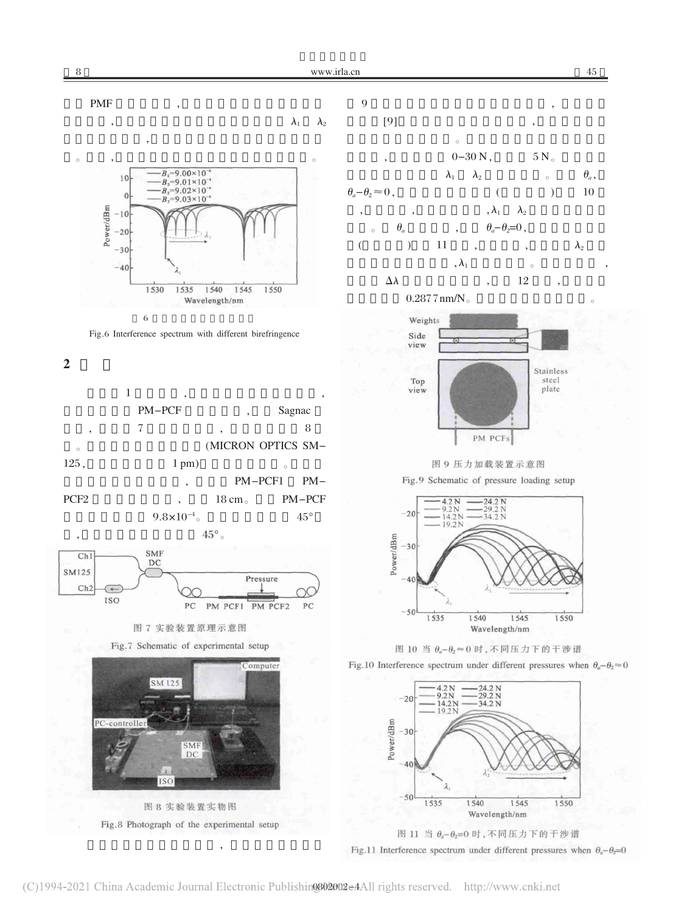PMF ，

， $\lambda_1$ $\lambda_2$

，

。 ， 。

6

Fig.6 Interference spectrum with different birefringence

## 2

1 ， ，

PM-PCF ， Sagnac

， 7 ， 8

。 (MICRON OPTICS SM-125， 1 pm) 。

， PM-PCF1 PM-PCF2 ， 18 cm。 PM-PCF

$9.8\times10^{-4}$。 45°

， 45°。

图 7 实验装置原理示意图

Fig.7 Schematic of experimental setup

图 8 实验装置实物图

Fig.8 Photograph of the experimental setup

，

9 ，

[9] ，

。

， 0–30 N， 5 N。

$\lambda_1$ $\lambda_2$ 。 $\theta_a$，

$\theta_a-\theta_2\approx0$， ( ) 10

， ， ， $\lambda_1$ $\lambda_2$

。 $\theta_a$ ， $\theta_a-\theta_2=0$，

( ) 11 ， ， $\lambda_2$

， $\lambda_1$ 。 ，

$\Delta\lambda$ ， 12 ，

0.2877 nm/N。 。

图 9 压力加载装置示意图

Fig.9 Schematic of pressure loading setup

图 10 当 $\theta_a-\theta_2\approx0$ 时，不同压力下的干涉谱

Fig.10 Interference spectrum under different pressures when $\theta_a-\theta_2\approx0$

图 11 当 $\theta_a-\theta_2=0$ 时，不同压力下的干涉谱

Fig.11 Interference spectrum under different pressures when $\theta_a-\theta_2=0$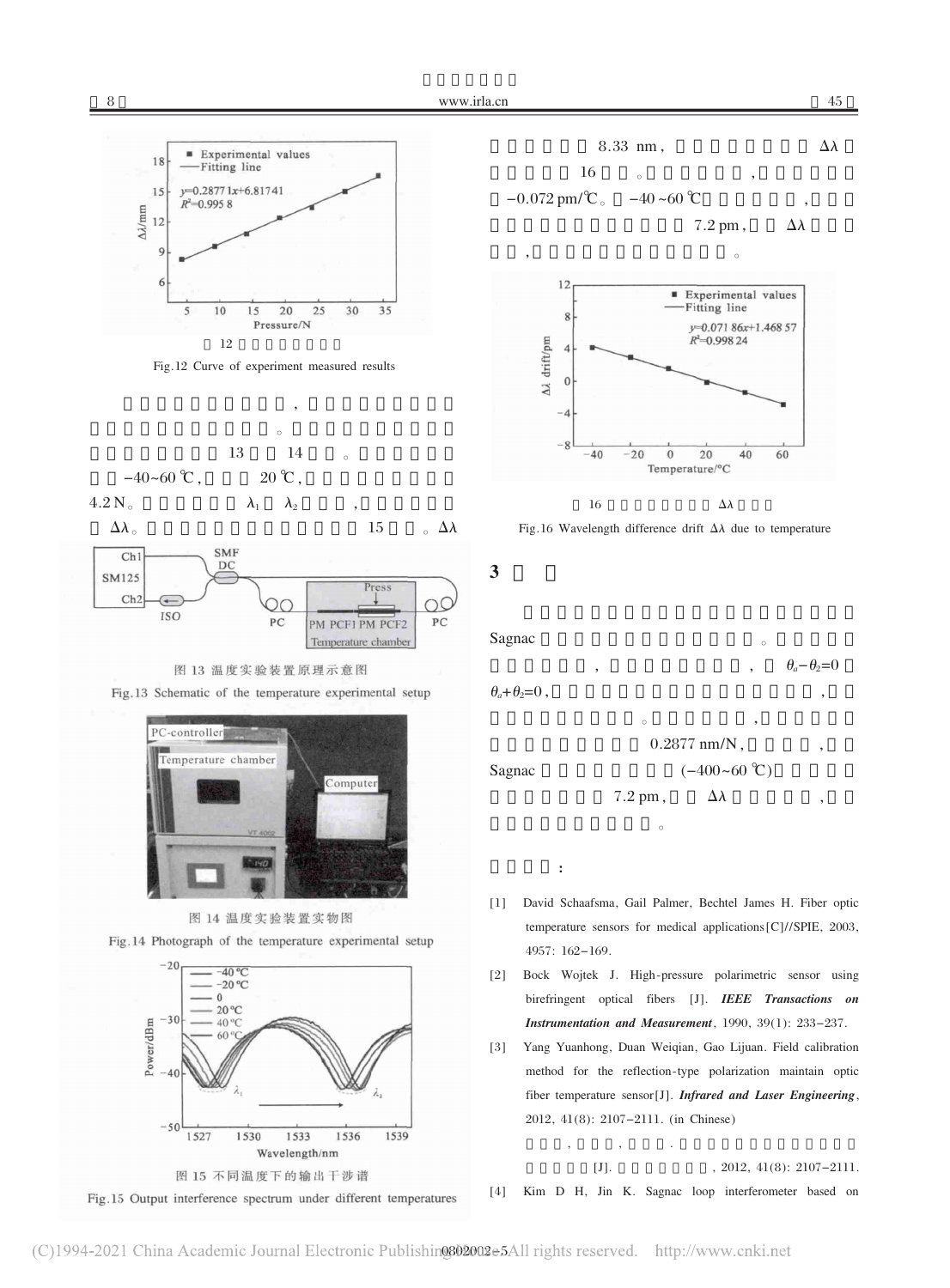Fig.12 Curve of experiment measured results

，

。 13 14 。 $-40\sim60$ ℃， 20 ℃， 4.2 N。 $\lambda_1$ $\lambda_2$ ， $\Delta\lambda$。 15 。$\Delta\lambda$

图 13 温度实验装置原理示意图

Fig.13 Schematic of the temperature experimental setup

图 14 温度实验装置实物图

Fig.14 Photograph of the temperature experimental setup

图 15 不同温度下的输出干涉谱

Fig.15 Output interference spectrum under different temperatures

8.33 nm， $\Delta\lambda$ 16 。 ， $-0.072$ pm/℃。 $-40\sim60$ ℃ ， 7.2 pm， $\Delta\lambda$ ， 。

16 $\Delta\lambda$

Fig.16 Wavelength difference drift $\Delta\lambda$ due to temperature

## 3

Sagnac 。 ， ， $\theta_a-\theta_2=0$ $\theta_a+\theta_2=0$， ， 。 ， 0.2877 nm/N， ， Sagnac ($-400\sim60$ ℃) 7.2 pm， $\Delta\lambda$ ， 。

：

[1] David Schaafsma, Gail Palmer, Bechtel James H. Fiber optic temperature sensors for medical applications[C]//SPIE, 2003, 4957: 162-169.

[2] Bock Wojtek J. High-pressure polarimetric sensor using birefringent optical fibers [J]. ***IEEE Transactions on Instrumentation and Measurement***, 1990, 39(1): 233-237.

[3] Yang Yuanhong, Duan Weiqian, Gao Lijuan. Field calibration method for the reflection-type polarization maintain optic fiber temperature sensor[J]. ***Infrared and Laser Engineering***, 2012, 41(8): 2107-2111. (in Chinese)

， ， . [J]. , 2012, 41(8): 2107-2111.

[4] Kim D H, Jin K. Sagnac loop interferometer based on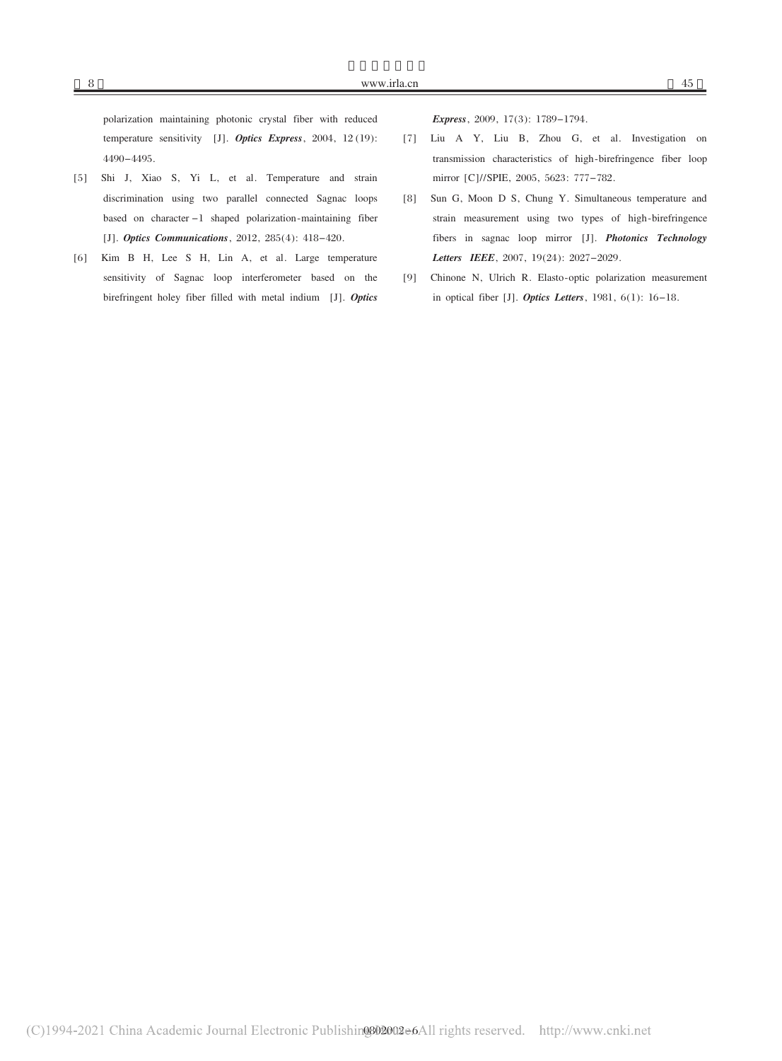polarization maintaining photonic crystal fiber with reduced temperature sensitivity [J]. ***Optics Express***, 2004, 12(19): 4490–4495.

[5] Shi J, Xiao S, Yi L, et al. Temperature and strain discrimination using two parallel connected Sagnac loops based on character-1 shaped polarization-maintaining fiber [J]. ***Optics Communications***, 2012, 285(4): 418–420.

[6] Kim B H, Lee S H, Lin A, et al. Large temperature sensitivity of Sagnac loop interferometer based on the birefringent holey fiber filled with metal indium [J]. ***Optics Express***, 2009, 17(3): 1789–1794.

[7] Liu A Y, Liu B, Zhou G, et al. Investigation on transmission characteristics of high-birefringence fiber loop mirror [C]//SPIE, 2005, 5623: 777–782.

[8] Sun G, Moon D S, Chung Y. Simultaneous temperature and strain measurement using two types of high-birefringence fibers in sagnac loop mirror [J]. ***Photonics Technology Letters IEEE***, 2007, 19(24): 2027–2029.

[9] Chinone N, Ulrich R. Elasto-optic polarization measurement in optical fiber [J]. ***Optics Letters***, 1981, 6(1): 16–18.